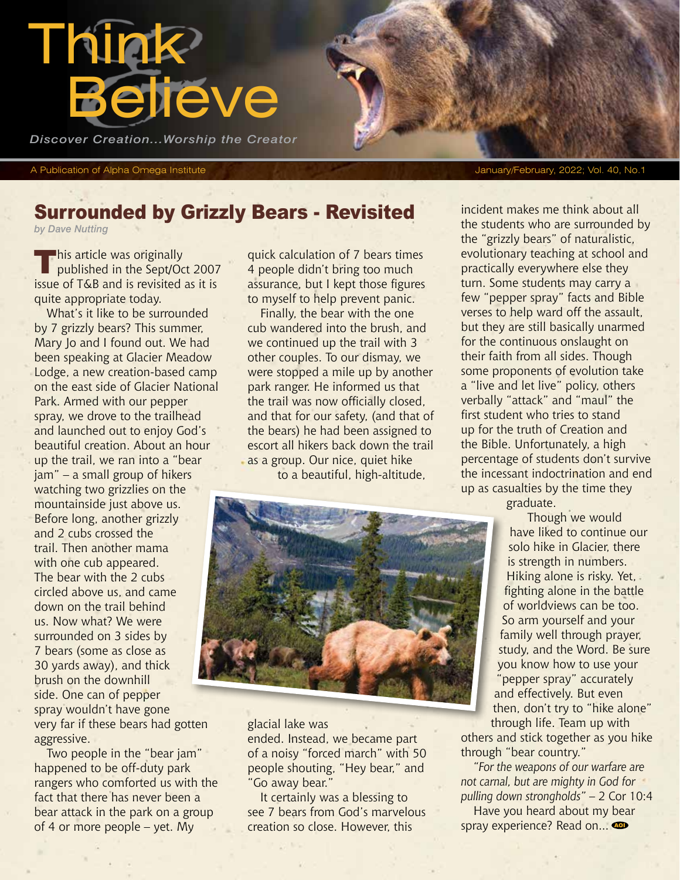# Think & Believe

*Discover Creation...Worship the Creator*

A Publication of Alpha Omega Institute

January/February, 2022; Vol. 40, No.1

## Surrounded by Grizzly Bears - Revisited

*by Dave Nutting*

This article was originally published in the Sept/Oct 2007 issue of T&B and is revisited as it is quite appropriate today.

What's it like to be surrounded by 7 grizzly bears? This summer, Mary Jo and I found out. We had been speaking at Glacier Meadow Lodge, a new creation-based camp on the east side of Glacier National Park. Armed with our pepper spray, we drove to the trailhead and launched out to enjoy God's beautiful creation. About an hour up the trail, we ran into a "bear jam" – a small group of hikers watching two grizzlies on the mountainside just above us. Before long, another grizzly and 2 cubs crossed the trail. Then another mama with one cub appeared. The bear with the 2 cubs circled above us, and came down on the trail behind us. Now what? We were surrounded on 3 sides by 7 bears (some as close as 30 yards away), and thick brush on the downhill side. One can of pepper spray wouldn't have gone very far if these bears had gotten aggressive.

Two people in the "bear jam" happened to be off-duty park rangers who comforted us with the fact that there has never been a bear attack in the park on a group of 4 or more people – yet. My quick calculation of 7 bears times 4 people didn't bring too much assurance, but I kept those figures to myself to help prevent panic.

Finally, the bear with the one cub wandered into the brush, and we continued up the trail with 3 other couples. To our dismay, we were stopped a mile up by another park ranger. He informed us that the trail was now officially closed, and that for our safety, (and that of the bears) he had been assigned to escort all hikers back down the trail as a group. Our nice, quiet hike to a beautiful, high-altitude, glacial lake was ended. Instead, we became part of a noisy "forced march" with 50 people shouting, "Hey bear," and "Go away bear."

It certainly was a blessing to see 7 bears from God's marvelous creation so close. However, this incident makes me think about all the students who are surrounded by the "grizzly bears" of naturalistic, evolutionary teaching at school and practically everywhere else they turn. Some students may carry a few "pepper spray" facts and Bible verses to help ward off the assault, but they are still basically unarmed for the continuous onslaught on their faith from all sides. Though some proponents of evolution take a "live and let live" policy, others verbally "attack" and "maul" the first student who tries to stand up for the truth of Creation and the Bible. Unfortunately, a high percentage of students don't survive the incessant indoctrination and end up as casualties by the time they graduate.

Though we would have liked to continue our solo hike in Glacier, there is strength in numbers. Hiking alone is risky. Yet, fighting alone in the battle of worldviews can be too. So arm yourself and your family well through prayer, study, and the Word. Be sure you know how to use your "pepper spray" accurately and effectively. But even then, don't try to "hike alone" through life. Team up with others and stick together as you hike through "bear country."

*"For the weapons of our warfare are not carnal, but are mighty in God for pulling down strongholds"* – 2 Cor 10:4

Have you heard about my bear spray experience? Read on...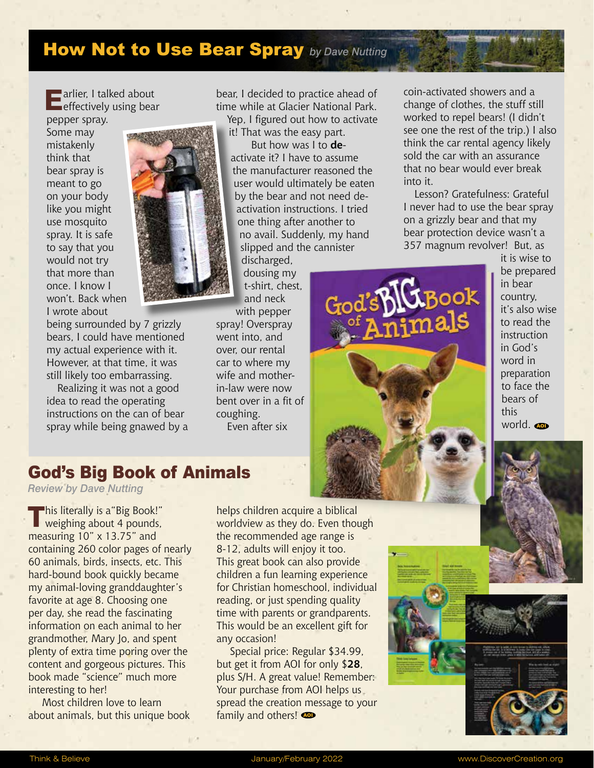## How Not to Use Bear Spray *by Dave Nutting*

Earlier, I talked about effectively using bear pepper spray. Some may mistakenly think that bear spray is meant to go on your body like you might use mosquito spray. It is safe to say that you would not try that more than once. I know I won't. Back when I wrote about being surrounded by 7 grizzly bears, I could have mentioned my actual experience with it. However, at that time, it was still likely too embarrassing.

Realizing it was not a good idea to read the operating instructions on the can of bear spray while being gnawed by a bear, I decided to practice ahead of time while at Glacier National Park. Yep, I figured out how to activate it! That was the easy part.

But how was I to **de**-activate it? I have to assume the manufacturer reasoned the user would ultimately be eaten by the bear and not need de-activation instructions. I tried one thing after another to no avail. Suddenly, my hand slipped and the cannister discharged, dousing my t-shirt, chest, and neck with pepper spray! Overspray went into, and over, our rental car to where my wife and mother-in-law were now bent over in a fit of coughing.

Even after six coin-activated showers and a change of clothes, the stuff still worked to repel bears! (I didn't see one the rest of the trip.) I also think the car rental agency likely sold the car with an assurance that no bear would ever break into it.

Lesson? Gratefulness: Grateful I never had to use the bear spray on a grizzly bear and that my bear protection device wasn't a 357 magnum revolver! But, as it is wise to be prepared in bear country, it's also wise to read the instruction in God's word in preparation to face the bears of this world.

## God's Big Book of Animals

*Review by Dave Nutting*

This literally is a "Big Book!" weighing about 4 pounds, measuring 10" x 13.75" and containing 260 color pages of nearly 60 animals, birds, insects, etc. This hard-bound book quickly became my animal-loving granddaughter's favorite at age 8. Choosing one per day, she read the fascinating information on each animal to her grandmother, Mary Jo, and spent plenty of extra time poring over the content and gorgeous pictures. This book made "science" much more interesting to her!

Most children love to learn about animals, but this unique book helps children acquire a biblical worldview as they do. Even though the recommended age range is 8-12, adults will enjoy it too. This great book can also provide children a fun learning experience for Christian homeschool, individual reading, or just spending quality time with parents or grandparents. This would be an excellent gift for any occasion!

Special price: Regular $34.99, but get it from AOI for only $**28**, plus S/H. A great value! Remember: Your purchase from AOI helps us spread the creation message to your family and others!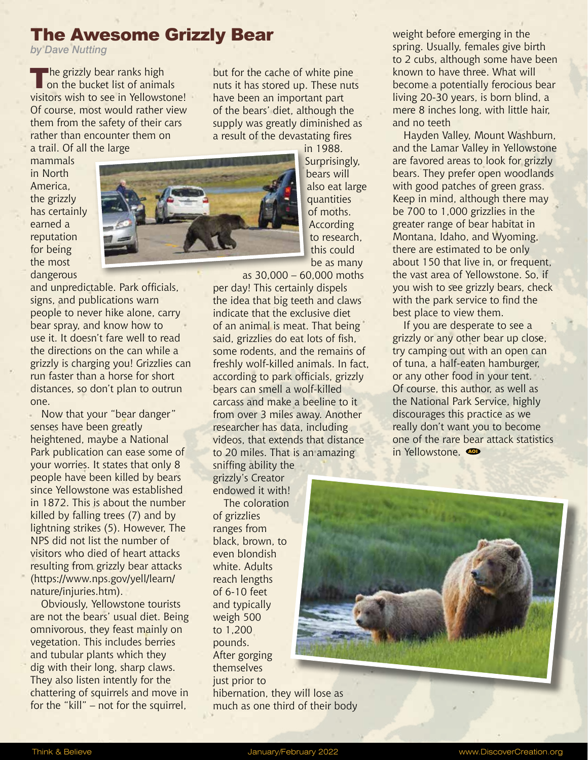# The Awesome Grizzly Bear

*by Dave Nutting*

The grizzly bear ranks high on the bucket list of animals visitors wish to see in Yellowstone! Of course, most would rather view them from the safety of their cars rather than encounter them on a trail. Of all the large mammals in North America, the grizzly has certainly earned a reputation for being the most dangerous and unpredictable. Park officials, signs, and publications warn people to never hike alone, carry bear spray, and know how to use it. It doesn't fare well to read the directions on the can while a grizzly is charging you! Grizzlies can run faster than a horse for short distances, so don't plan to outrun one.

Now that your "bear danger" senses have been greatly heightened, maybe a National Park publication can ease some of your worries. It states that only 8 people have been killed by bears since Yellowstone was established in 1872. This is about the number killed by falling trees (7) and by lightning strikes (5). However, The NPS did not list the number of visitors who died of heart attacks resulting from grizzly bear attacks (https://www.nps.gov/yell/learn/nature/injuries.htm).

Obviously, Yellowstone tourists are not the bears' usual diet. Being omnivorous, they feast mainly on vegetation. This includes berries and tubular plants which they dig with their long, sharp claws. They also listen intently for the chattering of squirrels and move in for the "kill" – not for the squirrel, but for the cache of white pine nuts it has stored up. These nuts have been an important part of the bears' diet, although the supply was greatly diminished as a result of the devastating fires in 1988. Surprisingly, bears will also eat large quantities of moths. According to research, this could be as many as 30,000 – 60,000 moths per day! This certainly dispels the idea that big teeth and claws indicate that the exclusive diet of an animal is meat. That being said, grizzlies do eat lots of fish, some rodents, and the remains of freshly wolf-killed animals. In fact, according to park officials, grizzly bears can smell a wolf-killed carcass and make a beeline to it from over 3 miles away. Another researcher has data, including videos, that extends that distance to 20 miles. That is an amazing sniffing ability the grizzly's Creator endowed it with!

The coloration of grizzlies ranges from black, brown, to even blondish white. Adults reach lengths of 6-10 feet and typically weigh 500 to 1,200 pounds. After gorging themselves just prior to hibernation, they will lose as much as one third of their body weight before emerging in the spring. Usually, females give birth to 2 cubs, although some have been known to have three. What will become a potentially ferocious bear living 20-30 years, is born blind, a mere 8 inches long, with little hair, and no teeth

Hayden Valley, Mount Washburn, and the Lamar Valley in Yellowstone are favored areas to look for grizzly bears. They prefer open woodlands with good patches of green grass. Keep in mind, although there may be 700 to 1,000 grizzlies in the greater range of bear habitat in Montana, Idaho, and Wyoming, there are estimated to be only about 150 that live in, or frequent, the vast area of Yellowstone. So, if you wish to see grizzly bears, check with the park service to find the best place to view them.

If you are desperate to see a grizzly or any other bear up close, try camping out with an open can of tuna, a half-eaten hamburger, or any other food in your tent. Of course, this author, as well as the National Park Service, highly discourages this practice as we really don't want you to become one of the rare bear attack statistics in Yellowstone.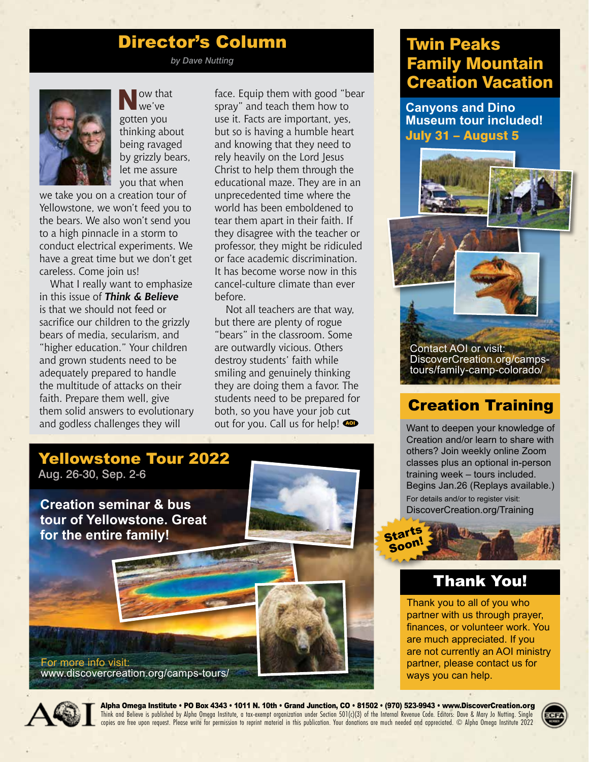## Director's Column

*by Dave Nutting*

Now that we've gotten you thinking about being ravaged by grizzly bears, let me assure you that when we take you on a creation tour of Yellowstone, we won't feed you to the bears. We also won't send you to a high pinnacle in a storm to conduct electrical experiments. We have a great time but we don't get careless. Come join us!

What I really want to emphasize in this issue of ***Think & Believe*** is that we should not feed or sacrifice our children to the grizzly bears of media, secularism, and "higher education." Your children and grown students need to be adequately prepared to handle the multitude of attacks on their faith. Prepare them well, give them solid answers to evolutionary and godless challenges they will face. Equip them with good "bear spray" and teach them how to use it. Facts are important, yes, but so is having a humble heart and knowing that they need to rely heavily on the Lord Jesus Christ to help them through the educational maze. They are in an unprecedented time where the world has been emboldened to tear them apart in their faith. If they disagree with the teacher or professor, they might be ridiculed or face academic discrimination. It has become worse now in this cancel-culture climate than ever before.

Not all teachers are that way, but there are plenty of rogue "bears" in the classroom. Some are outwardly vicious. Others destroy students' faith while smiling and genuinely thinking they are doing them a favor. The students need to be prepared for both, so you have your job cut out for you. Call us for help!

## Yellowstone Tour 2022

Aug. 26-30, Sep. 2-6

**Creation seminar & bus tour of Yellowstone. Great for the entire family!**

For more info visit:
www.discovercreation.org/camps-tours/

## Twin Peaks Family Mountain Creation Vacation

**Canyons and Dino Museum tour included!**

**July 31 – August 5**

Contact AOI or visit:
DiscoverCreation.org/camps-tours/family-camp-colorado/

## Creation Training

Want to deepen your knowledge of Creation and/or learn to share with others? Join weekly online Zoom classes plus an optional in-person training week – tours included. Begins Jan.26 (Replays available.)

For details and/or to register visit:
DiscoverCreation.org/Training

Starts Soon!

## Thank You!

Thank you to all of you who partner with us through prayer, finances, or volunteer work. You are much appreciated. If you are not currently an AOI ministry partner, please contact us for ways you can help.

**Alpha Omega Institute • PO Box 4343 • 1011 N. 10th • Grand Junction, CO • 81502 • (970) 523-9943 • www.DiscoverCreation.org**

Think and Believe is published by Alpha Omega Institute, a tax-exempt organization under Section 501(c)(3) of the Internal Revenue Code. Editors: Dave & Mary Jo Nutting. Single copies are free upon request. Please write for permission to reprint material in this publication. Your donations are much needed and appreciated. © Alpha Omega Institute 2022